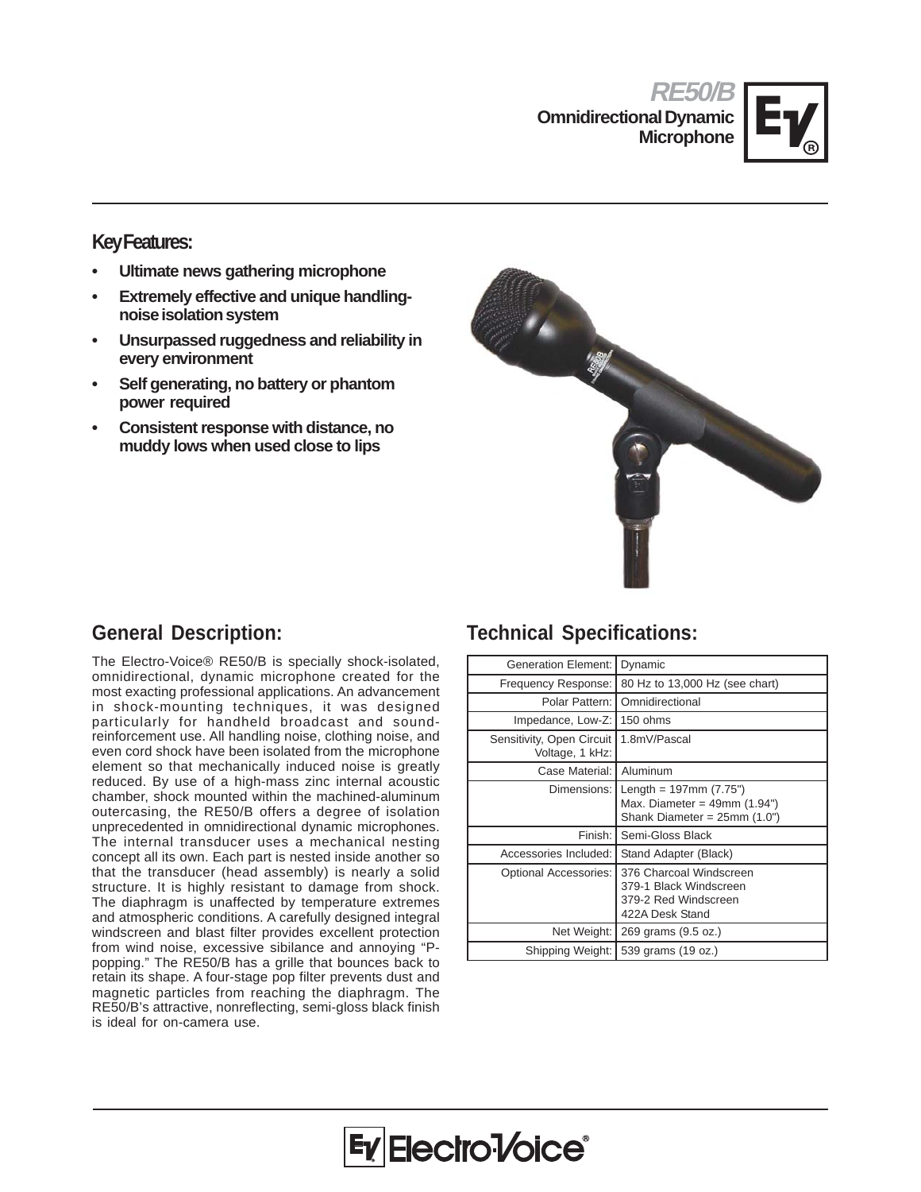# RE50/B

## Omnidirectional Dynamic Microphone

### Key Features:

- **Ultimate news gathering microphone**
- **Extremely effective and unique handling-noise isolation system**
- **Unsurpassed ruggedness and reliability in every environment**
- **Self generating, no battery or phantom power required**
- **Consistent response with distance, no muddy lows when used close to lips**

## General Description:

The Electro-Voice® RE50/B is specially shock-isolated, omnidirectional, dynamic microphone created for the most exacting professional applications. An advancement in shock-mounting techniques, it was designed particularly for handheld broadcast and sound-reinforcement use. All handling noise, clothing noise, and even cord shock have been isolated from the microphone element so that mechanically induced noise is greatly reduced. By use of a high-mass zinc internal acoustic chamber, shock mounted within the machined-aluminum outercasing, the RE50/B offers a degree of isolation unprecedented in omnidirectional dynamic microphones. The internal transducer uses a mechanical nesting concept all its own. Each part is nested inside another so that the transducer (head assembly) is nearly a solid structure. It is highly resistant to damage from shock. The diaphragm is unaffected by temperature extremes and atmospheric conditions. A carefully designed integral windscreen and blast filter provides excellent protection from wind noise, excessive sibilance and annoying "P-popping." The RE50/B has a grille that bounces back to retain its shape. A four-stage pop filter prevents dust and magnetic particles from reaching the diaphragm. The RE50/B's attractive, nonreflecting, semi-gloss black finish is ideal for on-camera use.

## Technical Specifications:

| | |
|---|---|
| Generation Element: | Dynamic |
| Frequency Response: | 80 Hz to 13,000 Hz (see chart) |
| Polar Pattern: | Omnidirectional |
| Impedance, Low-Z: | 150 ohms |
| Sensitivity, Open Circuit Voltage, 1 kHz: | 1.8mV/Pascal |
| Case Material: | Aluminum |
| Dimensions: | Length = 197mm (7.75")<br>Max. Diameter = 49mm (1.94")<br>Shank Diameter = 25mm (1.0") |
| Finish: | Semi-Gloss Black |
| Accessories Included: | Stand Adapter (Black) |
| Optional Accessories: | 376 Charcoal Windscreen<br>379-1 Black Windscreen<br>379-2 Red Windscreen<br>422A Desk Stand |
| Net Weight: | 269 grams (9.5 oz.) |
| Shipping Weight: | 539 grams (19 oz.) |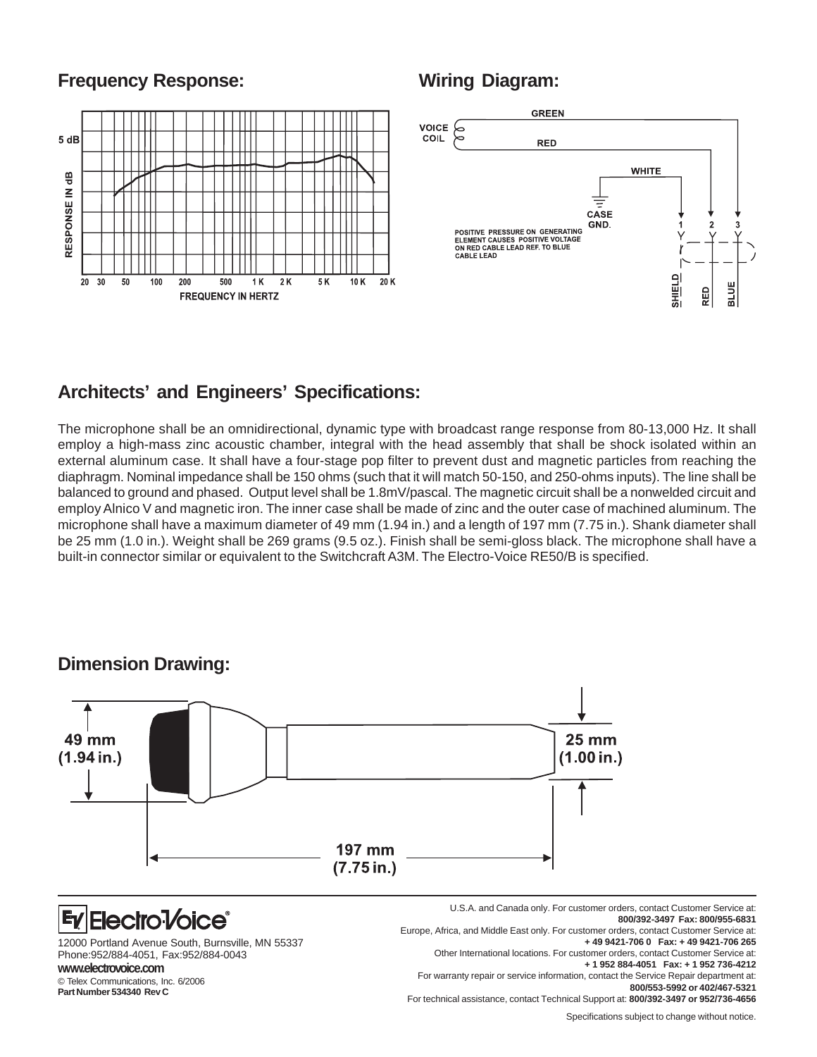## Frequency Response:

5 dB

RESPONSE IN dB

20 30 50 100 200 500 1 K 2 K 5 K 10 K 20 K

FREQUENCY IN HERTZ

## Wiring Diagram:

VOICE COIL

GREEN

RED

WHITE

CASE GND.

1 2 3

SHIELD RED BLUE

POSITIVE PRESSURE ON GENERATING ELEMENT CAUSES POSITIVE VOLTAGE ON RED CABLE LEAD REF. TO BLUE CABLE LEAD

## Architects' and Engineers' Specifications:

The microphone shall be an omnidirectional, dynamic type with broadcast range response from 80-13,000 Hz. It shall employ a high-mass zinc acoustic chamber, integral with the head assembly that shall be shock isolated within an external aluminum case. It shall have a four-stage pop filter to prevent dust and magnetic particles from reaching the diaphragm. Nominal impedance shall be 150 ohms (such that it will match 50-150, and 250-ohms inputs). The line shall be balanced to ground and phased. Output level shall be 1.8mV/pascal. The magnetic circuit shall be a nonwelded circuit and employ Alnico V and magnetic iron. The inner case shall be made of zinc and the outer case of machined aluminum. The microphone shall have a maximum diameter of 49 mm (1.94 in.) and a length of 197 mm (7.75 in.). Shank diameter shall be 25 mm (1.0 in.). Weight shall be 269 grams (9.5 oz.). Finish shall be semi-gloss black. The microphone shall have a built-in connector similar or equivalent to the Switchcraft A3M. The Electro-Voice RE50/B is specified.

## Dimension Drawing:

49 mm (1.94 in.)

25 mm (1.00 in.)

197 mm (7.75 in.)

---

**Electro-Voice®**

12000 Portland Avenue South, Burnsville, MN 55337
Phone:952/884-4051, Fax:952/884-0043
**www.electrovoice.com**
© Telex Communications, Inc. 6/2006
**Part Number 534340 Rev C**

U.S.A. and Canada only. For customer orders, contact Customer Service at:
**800/392-3497 Fax: 800/955-6831**
Europe, Africa, and Middle East only. For customer orders, contact Customer Service at:
**+ 49 9421-706 0 Fax: + 49 9421-706 265**
Other International locations. For customer orders, contact Customer Service at:
**+ 1 952 884-4051 Fax: + 1 952 736-4212**
For warranty repair or service information, contact the Service Repair department at:
**800/553-5992 or 402/467-5321**
For technical assistance, contact Technical Support at: **800/392-3497 or 952/736-4656**

Specifications subject to change without notice.